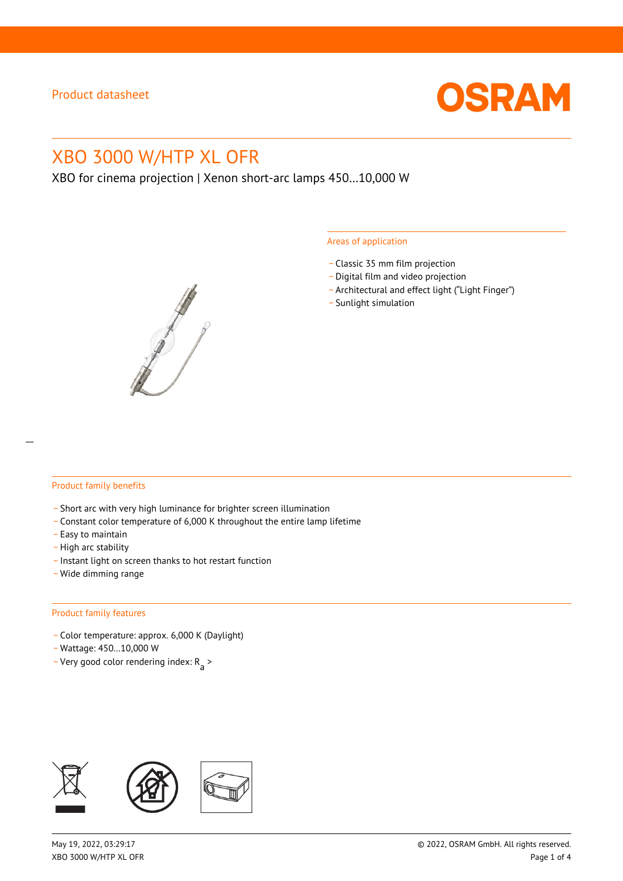Product datasheet

# XBO 3000 W/HTP XL OFR

XBO for cinema projection | Xenon short-arc lamps 450…10,000 W

## Areas of application

- Classic 35 mm film projection
- Digital film and video projection
- Architectural and effect light (“Light Finger”)
- Sunlight simulation

## Product family benefits

- Short arc with very high luminance for brighter screen illumination
- Constant color temperature of 6,000 K throughout the entire lamp lifetime
- Easy to maintain
- High arc stability
- Instant light on screen thanks to hot restart function
- Wide dimming range

## Product family features

- Color temperature: approx. 6,000 K (Daylight)
- Wattage: 450…10,000 W
- Very good color rendering index: $R_a$ >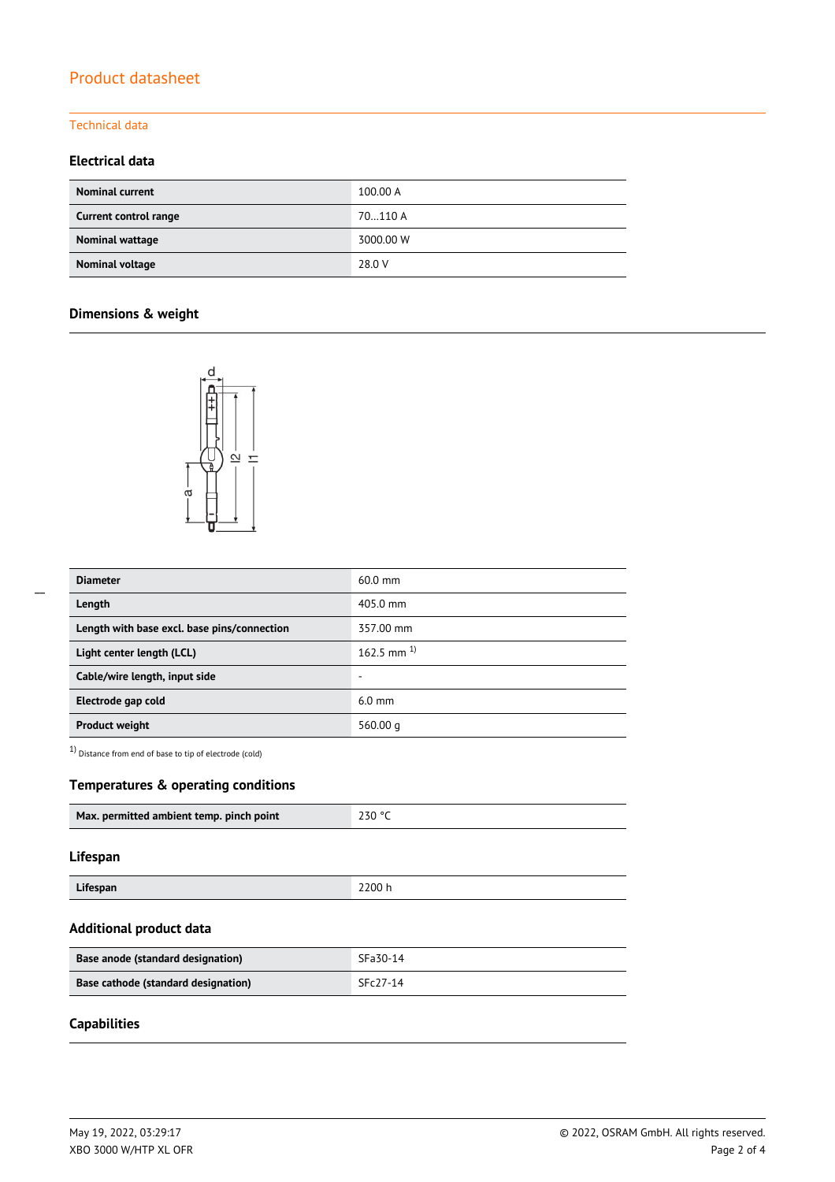# Product datasheet

## Technical data

### Electrical data

| | |
|---|---|
| **Nominal current** | 100.00 A |
| **Current control range** | 70…110 A |
| **Nominal wattage** | 3000.00 W |
| **Nominal voltage** | 28.0 V |

### Dimensions & weight

| | |
|---|---|
| **Diameter** | 60.0 mm |
| **Length** | 405.0 mm |
| **Length with base excl. base pins/connection** | 357.00 mm |
| **Light center length (LCL)** | 162.5 mm [1] |
| **Cable/wire length, input side** | - |
| **Electrode gap cold** | 6.0 mm |
| **Product weight** | 560.00 g |

[1] Distance from end of base to tip of electrode (cold)

### Temperatures & operating conditions

| | |
|---|---|
| **Max. permitted ambient temp. pinch point** | 230 °C |

### Lifespan

| | |
|---|---|
| **Lifespan** | 2200 h |

### Additional product data

| | |
|---|---|
| **Base anode (standard designation)** | SFa30-14 |
| **Base cathode (standard designation)** | SFc27-14 |

### Capabilities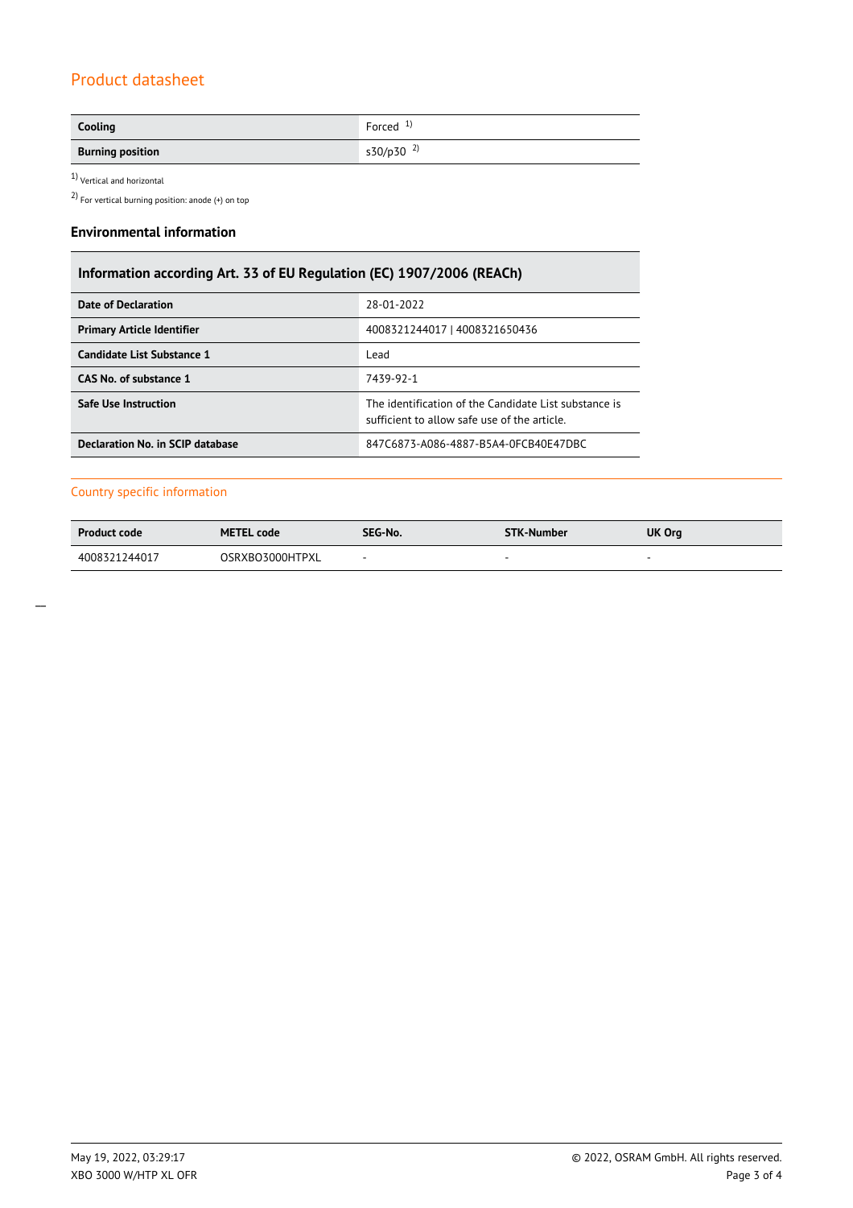## Product datasheet

| Cooling | Forced [1] |
|---|---|
| **Burning position** | s30/p30 [2] |

[1] Vertical and horizontal

[2] For vertical burning position: anode (+) on top

### Environmental information

| Information according Art. 33 of EU Regulation (EC) 1907/2006 (REACh) | |
|---|---|
| **Date of Declaration** | 28-01-2022 |
| **Primary Article Identifier** | 4008321244017 \| 4008321650436 |
| **Candidate List Substance 1** | Lead |
| **CAS No. of substance 1** | 7439-92-1 |
| **Safe Use Instruction** | The identification of the Candidate List substance is sufficient to allow safe use of the article. |
| **Declaration No. in SCIP database** | 847C6873-A086-4887-B5A4-0FCB40E47DBC |

### Country specific information

| Product code | METEL code | SEG-No. | STK-Number | UK Org |
|---|---|---|---|---|
| 4008321244017 | OSRXBO3000HTPXL | - | - | - |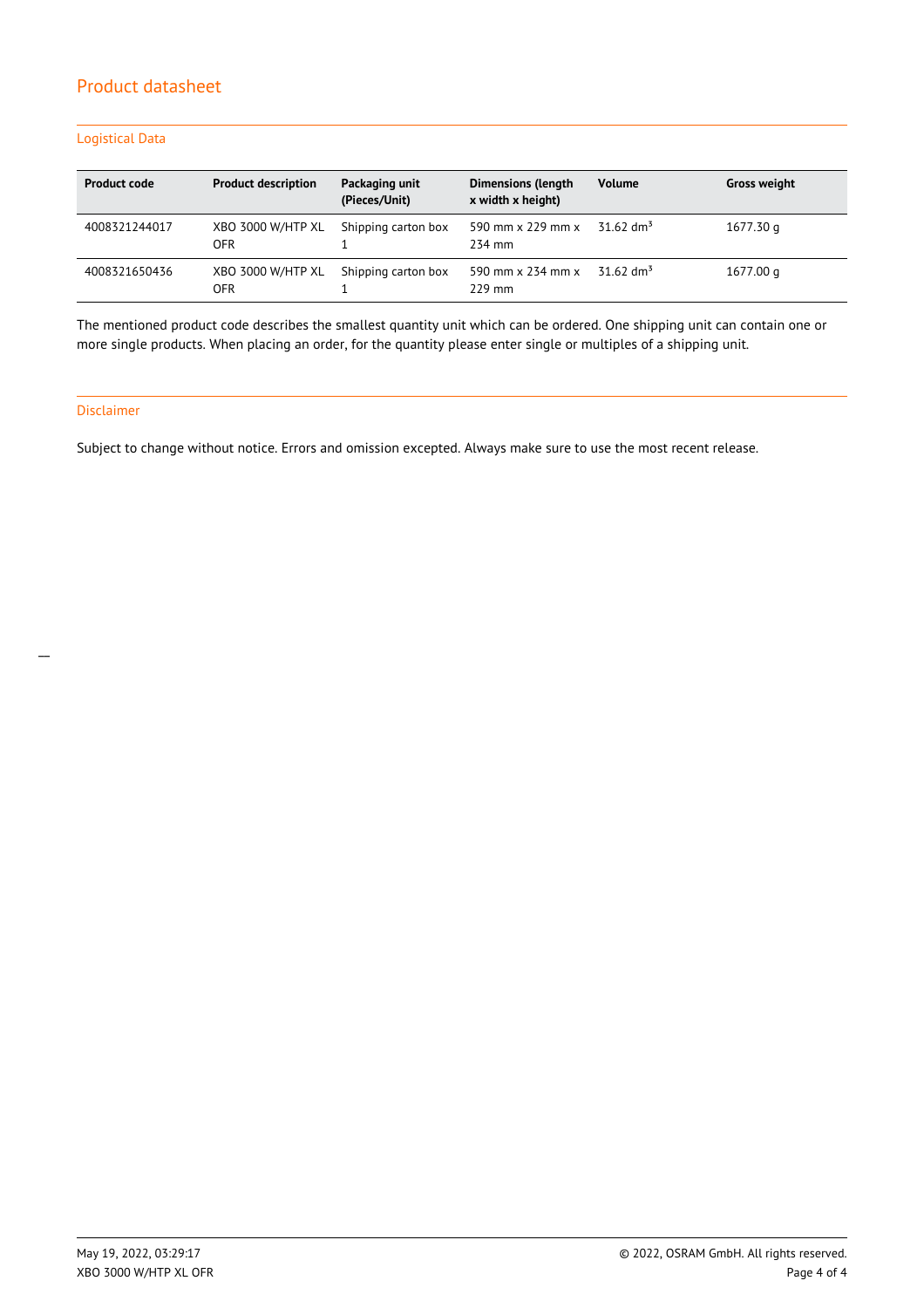## Logistical Data

| Product code | Product description | Packaging unit (Pieces/Unit) | Dimensions (length x width x height) | Volume | Gross weight |
|---|---|---|---|---|---|
| 4008321244017 | XBO 3000 W/HTP XL OFR | Shipping carton box 1 | 590 mm x 229 mm x 234 mm | 31.62 $dm^3$ | 1677.30 g |
| 4008321650436 | XBO 3000 W/HTP XL OFR | Shipping carton box 1 | 590 mm x 234 mm x 229 mm | 31.62 $dm^3$ | 1677.00 g |

The mentioned product code describes the smallest quantity unit which can be ordered. One shipping unit can contain one or more single products. When placing an order, for the quantity please enter single or multiples of a shipping unit.

## Disclaimer

Subject to change without notice. Errors and omission excepted. Always make sure to use the most recent release.